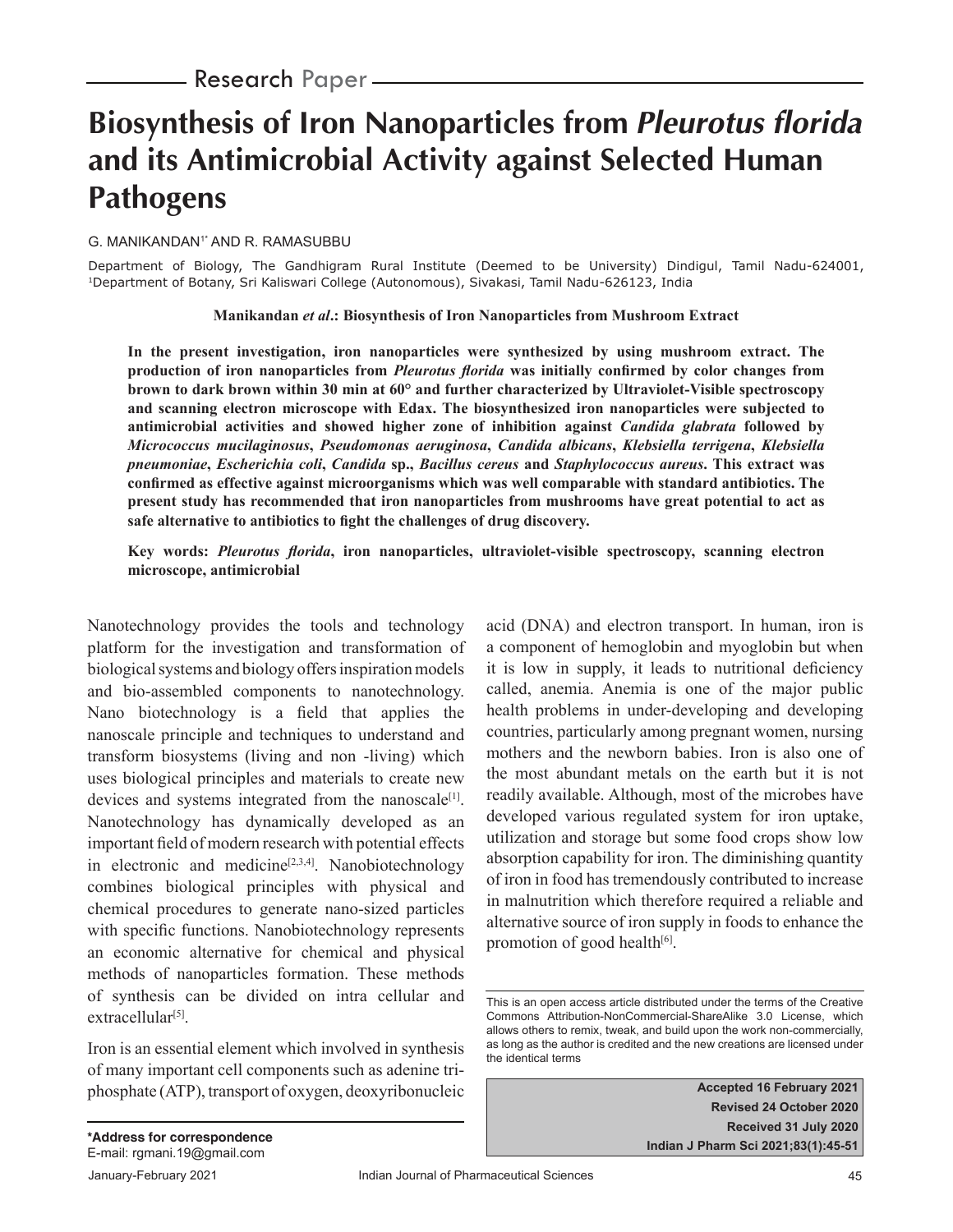Research Paper

# Biosynthesis of Iron Nanoparticles from *Pleurotus florida* and its Antimicrobial Activity against Selected Human Pathogens

G. MANIKANDAN[1*] AND R. RAMASUBBU

Department of Biology, The Gandhigram Rural Institute (Deemed to be University) Dindigul, Tamil Nadu-624001, [1]Department of Botany, Sri Kaliswari College (Autonomous), Sivakasi, Tamil Nadu-626123, India

**Manikandan *et al*.: Biosynthesis of Iron Nanoparticles from Mushroom Extract**

**In the present investigation, iron nanoparticles were synthesized by using mushroom extract. The production of iron nanoparticles from *Pleurotus florida* was initially confirmed by color changes from brown to dark brown within 30 min at 60° and further characterized by Ultraviolet-Visible spectroscopy and scanning electron microscope with Edax. The biosynthesized iron nanoparticles were subjected to antimicrobial activities and showed higher zone of inhibition against *Candida glabrata* followed by *Micrococcus mucilaginosus*, *Pseudomonas aeruginosa*, *Candida albicans*, *Klebsiella terrigena*, *Klebsiella pneumoniae*, *Escherichia coli*, *Candida* sp., *Bacillus cereus* and *Staphylococcus aureus*. This extract was confirmed as effective against microorganisms which was well comparable with standard antibiotics. The present study has recommended that iron nanoparticles from mushrooms have great potential to act as safe alternative to antibiotics to fight the challenges of drug discovery.**

**Key words: *Pleurotus florida*, iron nanoparticles, ultraviolet-visible spectroscopy, scanning electron microscope, antimicrobial**

Nanotechnology provides the tools and technology platform for the investigation and transformation of biological systems and biology offers inspiration models and bio-assembled components to nanotechnology. Nano biotechnology is a field that applies the nanoscale principle and techniques to understand and transform biosystems (living and non -living) which uses biological principles and materials to create new devices and systems integrated from the nanoscale[1]. Nanotechnology has dynamically developed as an important field of modern research with potential effects in electronic and medicine[2,3,4]. Nanobiotechnology combines biological principles with physical and chemical procedures to generate nano-sized particles with specific functions. Nanobiotechnology represents an economic alternative for chemical and physical methods of nanoparticles formation. These methods of synthesis can be divided on intra cellular and extracellular[5].

Iron is an essential element which involved in synthesis of many important cell components such as adenine tri-phosphate (ATP), transport of oxygen, deoxyribonucleic acid (DNA) and electron transport. In human, iron is a component of hemoglobin and myoglobin but when it is low in supply, it leads to nutritional deficiency called, anemia. Anemia is one of the major public health problems in under-developing and developing countries, particularly among pregnant women, nursing mothers and the newborn babies. Iron is also one of the most abundant metals on the earth but it is not readily available. Although, most of the microbes have developed various regulated system for iron uptake, utilization and storage but some food crops show low absorption capability for iron. The diminishing quantity of iron in food has tremendously contributed to increase in malnutrition which therefore required a reliable and alternative source of iron supply in foods to enhance the promotion of good health[6].

This is an open access article distributed under the terms of the Creative Commons Attribution-NonCommercial-ShareAlike 3.0 License, which allows others to remix, tweak, and build upon the work non-commercially, as long as the author is credited and the new creations are licensed under the identical terms

**Accepted 16 February 2021**
**Revised 24 October 2020**
**Received 31 July 2020**

***Address for correspondence**
E-mail: rgmani.19@gmail.com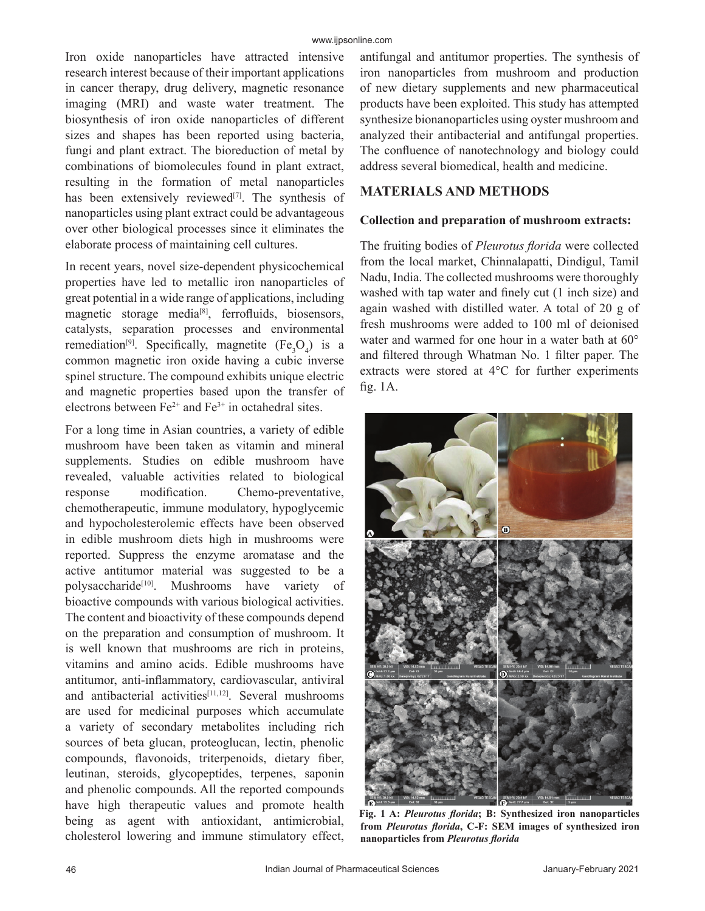Iron oxide nanoparticles have attracted intensive research interest because of their important applications in cancer therapy, drug delivery, magnetic resonance imaging (MRI) and waste water treatment. The biosynthesis of iron oxide nanoparticles of different sizes and shapes has been reported using bacteria, fungi and plant extract. The bioreduction of metal by combinations of biomolecules found in plant extract, resulting in the formation of metal nanoparticles has been extensively reviewed[7]. The synthesis of nanoparticles using plant extract could be advantageous over other biological processes since it eliminates the elaborate process of maintaining cell cultures.

In recent years, novel size-dependent physicochemical properties have led to metallic iron nanoparticles of great potential in a wide range of applications, including magnetic storage media[8], ferrofluids, biosensors, catalysts, separation processes and environmental remediation[9]. Specifically, magnetite ($Fe_3O_4$) is a common magnetic iron oxide having a cubic inverse spinel structure. The compound exhibits unique electric and magnetic properties based upon the transfer of electrons between $Fe^{2+}$ and $Fe^{3+}$ in octahedral sites.

For a long time in Asian countries, a variety of edible mushroom have been taken as vitamin and mineral supplements. Studies on edible mushroom have revealed, valuable activities related to biological response modification. Chemo-preventative, chemotherapeutic, immune modulatory, hypoglycemic and hypocholesterolemic effects have been observed in edible mushroom diets high in mushrooms were reported. Suppress the enzyme aromatase and the active antitumor material was suggested to be a polysaccharide[10]. Mushrooms have variety of bioactive compounds with various biological activities. The content and bioactivity of these compounds depend on the preparation and consumption of mushroom. It is well known that mushrooms are rich in proteins, vitamins and amino acids. Edible mushrooms have antitumor, anti-inflammatory, cardiovascular, antiviral and antibacterial activities[11,12]. Several mushrooms are used for medicinal purposes which accumulate a variety of secondary metabolites including rich sources of beta glucan, proteoglucan, lectin, phenolic compounds, flavonoids, triterpenoids, dietary fiber, leutinan, steroids, glycopeptides, terpenes, saponin and phenolic compounds. All the reported compounds have high therapeutic values and promote health being as agent with antioxidant, antimicrobial, cholesterol lowering and immune stimulatory effect, antifungal and antitumor properties. The synthesis of iron nanoparticles from mushroom and production of new dietary supplements and new pharmaceutical products have been exploited. This study has attempted synthesize bionanoparticles using oyster mushroom and analyzed their antibacterial and antifungal properties. The confluence of nanotechnology and biology could address several biomedical, health and medicine.

## MATERIALS AND METHODS

### Collection and preparation of mushroom extracts:

The fruiting bodies of *Pleurotus florida* were collected from the local market, Chinnalapatti, Dindigul, Tamil Nadu, India. The collected mushrooms were thoroughly washed with tap water and finely cut (1 inch size) and again washed with distilled water. A total of 20 g of fresh mushrooms were added to 100 ml of deionised water and warmed for one hour in a water bath at 60° and filtered through Whatman No. 1 filter paper. The extracts were stored at 4°C for further experiments fig. 1A.

**Fig. 1 A: *Pleurotus florida*; B: Synthesized iron nanoparticles from *Pleurotus florida*, C-F: SEM images of synthesized iron nanoparticles from *Pleurotus florida***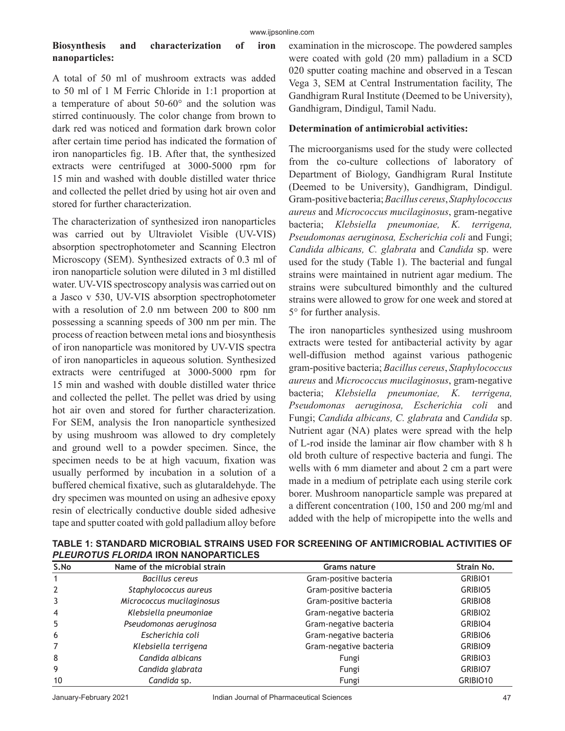**Biosynthesis and characterization of iron nanoparticles:**

A total of 50 ml of mushroom extracts was added to 50 ml of 1 M Ferric Chloride in 1:1 proportion at a temperature of about 50-60° and the solution was stirred continuously. The color change from brown to dark red was noticed and formation dark brown color after certain time period has indicated the formation of iron nanoparticles fig. 1B. After that, the synthesized extracts were centrifuged at 3000-5000 rpm for 15 min and washed with double distilled water thrice and collected the pellet dried by using hot air oven and stored for further characterization.

The characterization of synthesized iron nanoparticles was carried out by Ultraviolet Visible (UV-VIS) absorption spectrophotometer and Scanning Electron Microscopy (SEM). Synthesized extracts of 0.3 ml of iron nanoparticle solution were diluted in 3 ml distilled water. UV-VIS spectroscopy analysis was carried out on a Jasco v 530, UV-VIS absorption spectrophotometer with a resolution of 2.0 nm between 200 to 800 nm possessing a scanning speeds of 300 nm per min. The process of reaction between metal ions and biosynthesis of iron nanoparticle was monitored by UV-VIS spectra of iron nanoparticles in aqueous solution. Synthesized extracts were centrifuged at 3000-5000 rpm for 15 min and washed with double distilled water thrice and collected the pellet. The pellet was dried by using hot air oven and stored for further characterization. For SEM, analysis the Iron nanoparticle synthesized by using mushroom was allowed to dry completely and ground well to a powder specimen. Since, the specimen needs to be at high vacuum, fixation was usually performed by incubation in a solution of a buffered chemical fixative, such as glutaraldehyde. The dry specimen was mounted on using an adhesive epoxy resin of electrically conductive double sided adhesive tape and sputter coated with gold palladium alloy before examination in the microscope. The powdered samples were coated with gold (20 mm) palladium in a SCD 020 sputter coating machine and observed in a Tescan Vega 3, SEM at Central Instrumentation facility, The Gandhigram Rural Institute (Deemed to be University), Gandhigram, Dindigul, Tamil Nadu.

**Determination of antimicrobial activities:**

The microorganisms used for the study were collected from the co-culture collections of laboratory of Department of Biology, Gandhigram Rural Institute (Deemed to be University), Gandhigram, Dindigul. Gram-positive bacteria; *Bacillus cereus*, *Staphylococcus aureus* and *Micrococcus mucilaginosus*, gram-negative bacteria; *Klebsiella pneumoniae, K. terrigena, Pseudomonas aeruginosa, Escherichia coli* and Fungi; *Candida albicans, C. glabrata* and *Candida* sp. were used for the study (Table 1). The bacterial and fungal strains were maintained in nutrient agar medium. The strains were subcultured bimonthly and the cultured strains were allowed to grow for one week and stored at 5° for further analysis.

The iron nanoparticles synthesized using mushroom extracts were tested for antibacterial activity by agar well-diffusion method against various pathogenic gram-positive bacteria; *Bacillus cereus*, *Staphylococcus aureus* and *Micrococcus mucilaginosus*, gram-negative bacteria; *Klebsiella pneumoniae, K. terrigena, Pseudomonas aeruginosa, Escherichia coli* and Fungi; *Candida albicans, C. glabrata* and *Candida* sp. Nutrient agar (NA) plates were spread with the help of L-rod inside the laminar air flow chamber with 8 h old broth culture of respective bacteria and fungi. The wells with 6 mm diameter and about 2 cm a part were made in a medium of petriplate each using sterile cork borer. Mushroom nanoparticle sample was prepared at a different concentration (100, 150 and 200 mg/ml and added with the help of micropipette into the wells and

**TABLE 1: STANDARD MICROBIAL STRAINS USED FOR SCREENING OF ANTIMICROBIAL ACTIVITIES OF *PLEUROTUS FLORIDA* IRON NANOPARTICLES**

| S.No | Name of the microbial strain | Grams nature | Strain No. |
|---|---|---|---|
| 1 | *Bacillus cereus* | Gram-positive bacteria | GRIBIO1 |
| 2 | *Staphylococcus aureus* | Gram-positive bacteria | GRIBIO5 |
| 3 | *Micrococcus mucilaginosus* | Gram-positive bacteria | GRIBIO8 |
| 4 | *Klebsiella pneumoniae* | Gram-negative bacteria | GRIBIO2 |
| 5 | *Pseudomonas aeruginosa* | Gram-negative bacteria | GRIBIO4 |
| 6 | *Escherichia coli* | Gram-negative bacteria | GRIBIO6 |
| 7 | *Klebsiella terrigena* | Gram-negative bacteria | GRIBIO9 |
| 8 | *Candida albicans* | Fungi | GRIBIO3 |
| 9 | *Candida glabrata* | Fungi | GRIBIO7 |
| 10 | *Candida* sp. | Fungi | GRIBIO10 |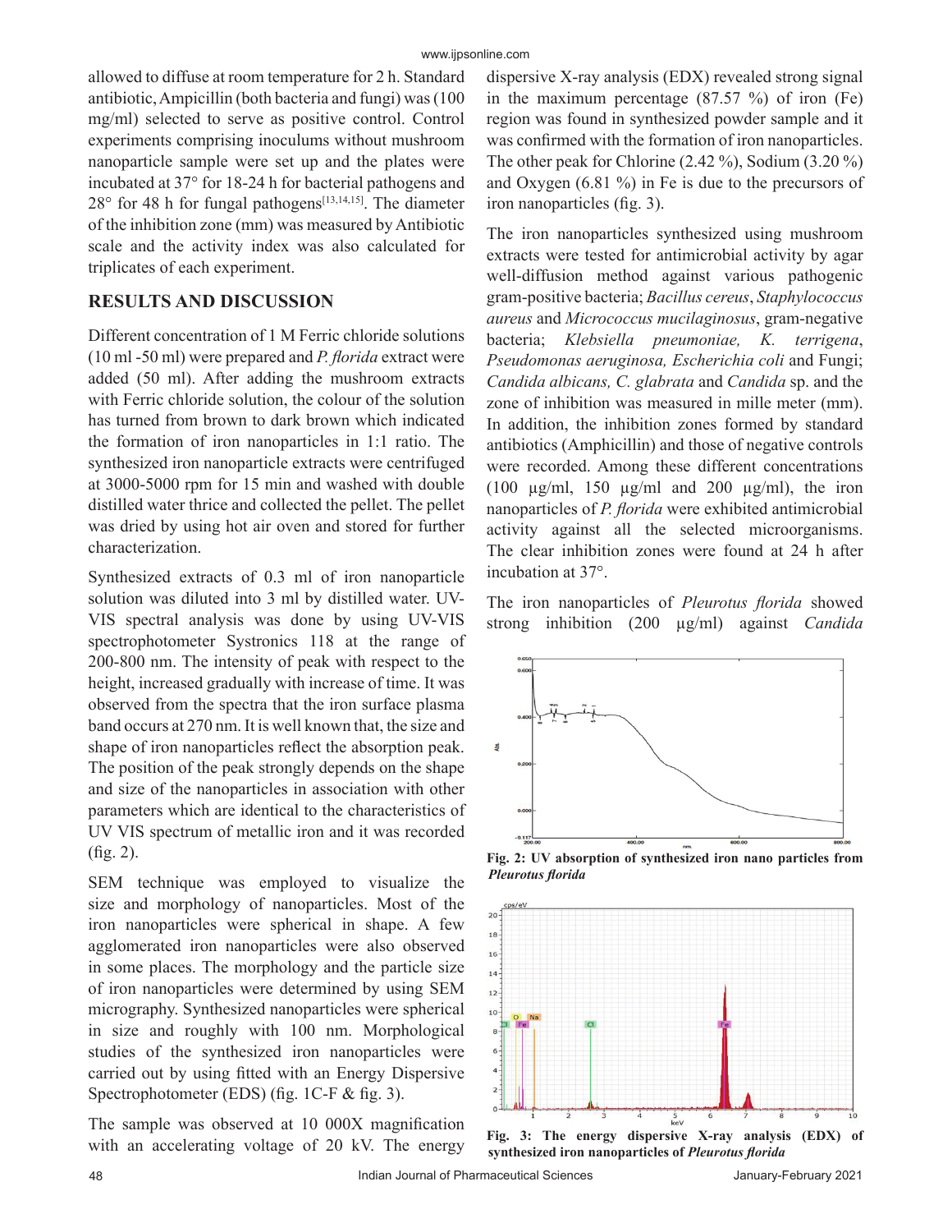allowed to diffuse at room temperature for 2 h. Standard antibiotic, Ampicillin (both bacteria and fungi) was (100 mg/ml) selected to serve as positive control. Control experiments comprising inoculums without mushroom nanoparticle sample were set up and the plates were incubated at 37° for 18-24 h for bacterial pathogens and 28° for 48 h for fungal pathogens[13,14,15]. The diameter of the inhibition zone (mm) was measured by Antibiotic scale and the activity index was also calculated for triplicates of each experiment.

## RESULTS AND DISCUSSION

Different concentration of 1 M Ferric chloride solutions (10 ml -50 ml) were prepared and *P. florida* extract were added (50 ml). After adding the mushroom extracts with Ferric chloride solution, the colour of the solution has turned from brown to dark brown which indicated the formation of iron nanoparticles in 1:1 ratio. The synthesized iron nanoparticle extracts were centrifuged at 3000-5000 rpm for 15 min and washed with double distilled water thrice and collected the pellet. The pellet was dried by using hot air oven and stored for further characterization.

Synthesized extracts of 0.3 ml of iron nanoparticle solution was diluted into 3 ml by distilled water. UV-VIS spectral analysis was done by using UV-VIS spectrophotometer Systronics 118 at the range of 200-800 nm. The intensity of peak with respect to the height, increased gradually with increase of time. It was observed from the spectra that the iron surface plasma band occurs at 270 nm. It is well known that, the size and shape of iron nanoparticles reflect the absorption peak. The position of the peak strongly depends on the shape and size of the nanoparticles in association with other parameters which are identical to the characteristics of UV VIS spectrum of metallic iron and it was recorded (fig. 2).

SEM technique was employed to visualize the size and morphology of nanoparticles. Most of the iron nanoparticles were spherical in shape. A few agglomerated iron nanoparticles were also observed in some places. The morphology and the particle size of iron nanoparticles were determined by using SEM micrography. Synthesized nanoparticles were spherical in size and roughly with 100 nm. Morphological studies of the synthesized iron nanoparticles were carried out by using fitted with an Energy Dispersive Spectrophotometer (EDS) (fig. 1C-F & fig. 3).

The sample was observed at 10 000X magnification with an accelerating voltage of 20 kV. The energy dispersive X-ray analysis (EDX) revealed strong signal in the maximum percentage (87.57 %) of iron (Fe) region was found in synthesized powder sample and it was confirmed with the formation of iron nanoparticles. The other peak for Chlorine (2.42 %), Sodium (3.20 %) and Oxygen (6.81 %) in Fe is due to the precursors of iron nanoparticles (fig. 3).

The iron nanoparticles synthesized using mushroom extracts were tested for antimicrobial activity by agar well-diffusion method against various pathogenic gram-positive bacteria; *Bacillus cereus*, *Staphylococcus aureus* and *Micrococcus mucilaginosus*, gram-negative bacteria; *Klebsiella pneumoniae, K. terrigena*, *Pseudomonas aeruginosa, Escherichia coli* and Fungi; *Candida albicans, C. glabrata* and *Candida* sp. and the zone of inhibition was measured in mille meter (mm). In addition, the inhibition zones formed by standard antibiotics (Amphicillin) and those of negative controls were recorded. Among these different concentrations (100 µg/ml, 150 µg/ml and 200 µg/ml), the iron nanoparticles of *P. florida* were exhibited antimicrobial activity against all the selected microorganisms. The clear inhibition zones were found at 24 h after incubation at 37°.

The iron nanoparticles of *Pleurotus florida* showed strong inhibition (200 µg/ml) against *Candida*

**Fig. 2: UV absorption of synthesized iron nano particles from *Pleurotus florida***

**Fig. 3: The energy dispersive X-ray analysis (EDX) of synthesized iron nanoparticles of *Pleurotus florida***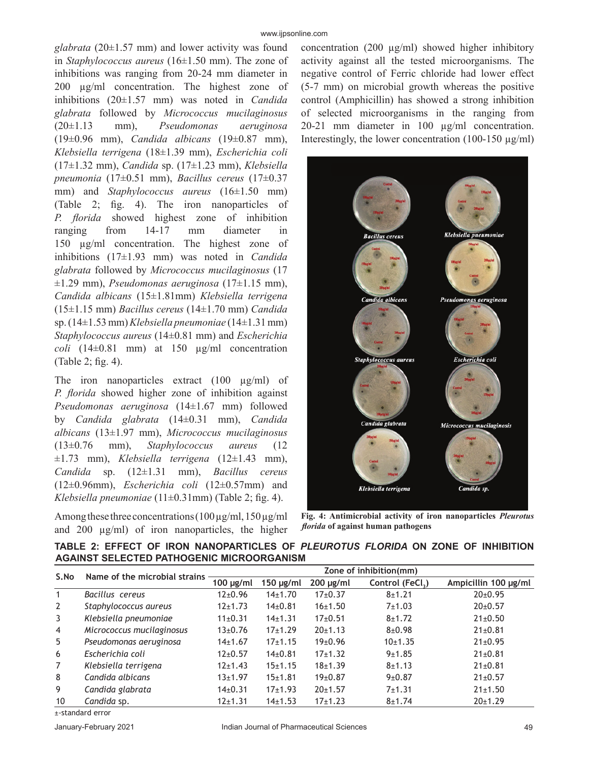*glabrata* (20±1.57 mm) and lower activity was found in *Staphylococcus aureus* (16±1.50 mm). The zone of inhibitions was ranging from 20-24 mm diameter in 200 µg/ml concentration. The highest zone of inhibitions (20±1.57 mm) was noted in *Candida glabrata* followed by *Micrococcus mucilaginosus* (20±1.13 mm), *Pseudomonas aeruginosa* (19±0.96 mm), *Candida albicans* (19±0.87 mm), *Klebsiella terrigena* (18±1.39 mm), *Escherichia coli* (17±1.32 mm), *Candida* sp. (17±1.23 mm), *Klebsiella pneumonia* (17±0.51 mm), *Bacillus cereus* (17±0.37 mm) and *Staphylococcus aureus* (16±1.50 mm) (Table 2; fig. 4). The iron nanoparticles of *P. florida* showed highest zone of inhibition ranging from 14-17 mm diameter in 150 µg/ml concentration. The highest zone of inhibitions (17±1.93 mm) was noted in *Candida glabrata* followed by *Micrococcus mucilaginosus* (17 ±1.29 mm), *Pseudomonas aeruginosa* (17±1.15 mm), *Candida albicans* (15±1.81mm) *Klebsiella terrigena* (15±1.15 mm) *Bacillus cereus* (14±1.70 mm) *Candida* sp. (14±1.53 mm) *Klebsiella pneumoniae* (14±1.31 mm) *Staphylococcus aureus* (14±0.81 mm) and *Escherichia coli* (14±0.81 mm) at 150 µg/ml concentration (Table 2; fig. 4).

The iron nanoparticles extract (100 µg/ml) of *P. florida* showed higher zone of inhibition against *Pseudomonas aeruginosa* (14±1.67 mm) followed by *Candida glabrata* (14±0.31 mm), *Candida albicans* (13±1.97 mm), *Micrococcus mucilaginosus* (13±0.76 mm), *Staphylococcus aureus* (12 ±1.73 mm), *Klebsiella terrigena* (12±1.43 mm), *Candida* sp. (12±1.31 mm), *Bacillus cereus* (12±0.96mm), *Escherichia coli* (12±0.57mm) and *Klebsiella pneumoniae* (11±0.31mm) (Table 2; fig. 4).

Among these three concentrations (100 µg/ml, 150 µg/ml and 200 µg/ml) of iron nanoparticles, the higher concentration (200 µg/ml) showed higher inhibitory activity against all the tested microorganisms. The negative control of Ferric chloride had lower effect (5-7 mm) on microbial growth whereas the positive control (Amphicillin) has showed a strong inhibition of selected microorganisms in the ranging from 20-21 mm diameter in 100 µg/ml concentration. Interestingly, the lower concentration (100-150 µg/ml)

**Fig. 4: Antimicrobial activity of iron nanoparticles *Pleurotus florida* of against human pathogens**

**TABLE 2: EFFECT OF IRON NANOPARTICLES OF *PLEUROTUS FLORIDA* ON ZONE OF INHIBITION AGAINST SELECTED PATHOGENIC MICROORGANISM**

| S.No | Name of the microbial strains | Zone of inhibition(mm) | | | | |
|---|---|---|---|---|---|---|
| | | 100 µg/ml | 150 µg/ml | 200 µg/ml | Control ($FeCl_3$) | Ampicillin 100 µg/ml |
| 1 | *Bacillus cereus* | 12±0.96 | 14±1.70 | 17±0.37 | 8±1.21 | 20±0.95 |
| 2 | *Staphylococcus aureus* | 12±1.73 | 14±0.81 | 16±1.50 | 7±1.03 | 20±0.57 |
| 3 | *Klebsiella pneumoniae* | 11±0.31 | 14±1.31 | 17±0.51 | 8±1.72 | 21±0.50 |
| 4 | *Micrococcus mucilaginosus* | 13±0.76 | 17±1.29 | 20±1.13 | 8±0.98 | 21±0.81 |
| 5 | *Pseudomonas aeruginosa* | 14±1.67 | 17±1.15 | 19±0.96 | 10±1.35 | 21±0.95 |
| 6 | *Escherichia coli* | 12±0.57 | 14±0.81 | 17±1.32 | 9±1.85 | 21±0.81 |
| 7 | *Klebsiella terrigena* | 12±1.43 | 15±1.15 | 18±1.39 | 8±1.13 | 21±0.81 |
| 8 | *Candida albicans* | 13±1.97 | 15±1.81 | 19±0.87 | 9±0.87 | 21±0.57 |
| 9 | *Candida glabrata* | 14±0.31 | 17±1.93 | 20±1.57 | 7±1.31 | 21±1.50 |
| 10 | *Candida* sp. | 12±1.31 | 14±1.53 | 17±1.23 | 8±1.74 | 20±1.29 |

±-standard error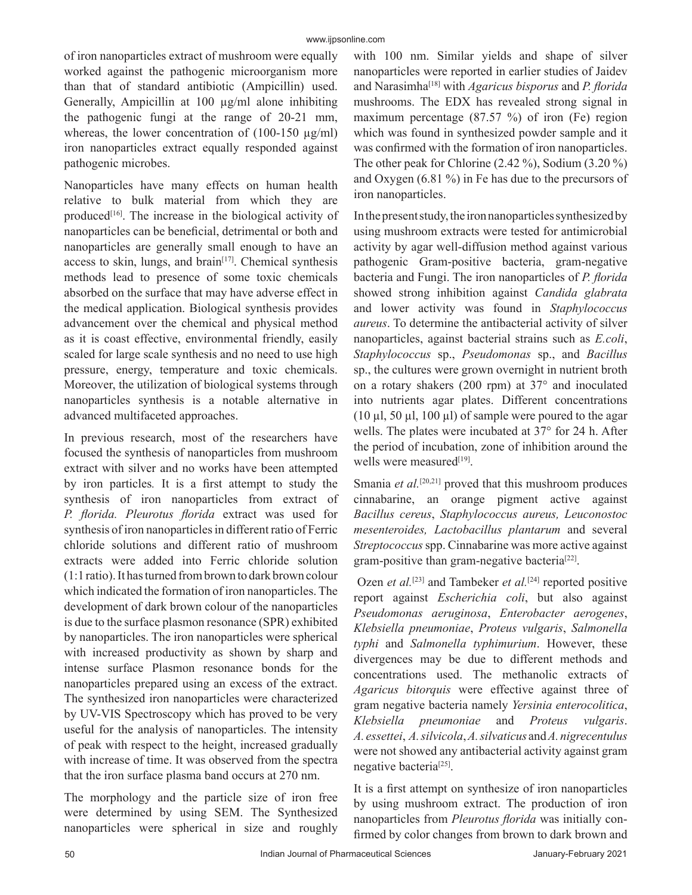of iron nanoparticles extract of mushroom were equally worked against the pathogenic microorganism more than that of standard antibiotic (Ampicillin) used. Generally, Ampicillin at 100 µg/ml alone inhibiting the pathogenic fungi at the range of 20-21 mm, whereas, the lower concentration of (100-150 µg/ml) iron nanoparticles extract equally responded against pathogenic microbes.

Nanoparticles have many effects on human health relative to bulk material from which they are produced[16]. The increase in the biological activity of nanoparticles can be beneficial, detrimental or both and nanoparticles are generally small enough to have an access to skin, lungs, and brain[17]. Chemical synthesis methods lead to presence of some toxic chemicals absorbed on the surface that may have adverse effect in the medical application. Biological synthesis provides advancement over the chemical and physical method as it is coast effective, environmental friendly, easily scaled for large scale synthesis and no need to use high pressure, energy, temperature and toxic chemicals. Moreover, the utilization of biological systems through nanoparticles synthesis is a notable alternative in advanced multifaceted approaches.

In previous research, most of the researchers have focused the synthesis of nanoparticles from mushroom extract with silver and no works have been attempted by iron particles. It is a first attempt to study the synthesis of iron nanoparticles from extract of *P. florida. Pleurotus florida* extract was used for synthesis of iron nanoparticles in different ratio of Ferric chloride solutions and different ratio of mushroom extracts were added into Ferric chloride solution (1:1 ratio). It has turned from brown to dark brown colour which indicated the formation of iron nanoparticles. The development of dark brown colour of the nanoparticles is due to the surface plasmon resonance (SPR) exhibited by nanoparticles. The iron nanoparticles were spherical with increased productivity as shown by sharp and intense surface Plasmon resonance bonds for the nanoparticles prepared using an excess of the extract. The synthesized iron nanoparticles were characterized by UV-VIS Spectroscopy which has proved to be very useful for the analysis of nanoparticles. The intensity of peak with respect to the height, increased gradually with increase of time. It was observed from the spectra that the iron surface plasma band occurs at 270 nm.

The morphology and the particle size of iron free were determined by using SEM. The Synthesized nanoparticles were spherical in size and roughly with 100 nm. Similar yields and shape of silver nanoparticles were reported in earlier studies of Jaidev and Narasimha[18] with *Agaricus bisporus* and *P. florida* mushrooms. The EDX has revealed strong signal in maximum percentage (87.57 %) of iron (Fe) region which was found in synthesized powder sample and it was confirmed with the formation of iron nanoparticles. The other peak for Chlorine (2.42 %), Sodium (3.20 %) and Oxygen (6.81 %) in Fe has due to the precursors of iron nanoparticles.

In the present study, the iron nanoparticles synthesized by using mushroom extracts were tested for antimicrobial activity by agar well-diffusion method against various pathogenic Gram-positive bacteria, gram-negative bacteria and Fungi. The iron nanoparticles of *P. florida* showed strong inhibition against *Candida glabrata* and lower activity was found in *Staphylococcus aureus*. To determine the antibacterial activity of silver nanoparticles, against bacterial strains such as *E.coli*, *Staphylococcus* sp., *Pseudomonas* sp., and *Bacillus* sp., the cultures were grown overnight in nutrient broth on a rotary shakers (200 rpm) at 37° and inoculated into nutrients agar plates. Different concentrations (10 µl, 50 µl, 100 µl) of sample were poured to the agar wells. The plates were incubated at 37° for 24 h. After the period of incubation, zone of inhibition around the wells were measured[19].

Smania *et al.*[20,21] proved that this mushroom produces cinnabarine, an orange pigment active against *Bacillus cereus*, *Staphylococcus aureus, Leuconostoc mesenteroides, Lactobacillus plantarum* and several *Streptococcus* spp. Cinnabarine was more active against gram-positive than gram-negative bacteria[22].

Ozen *et al.*[23] and Tambeker *et al.*[24] reported positive report against *Escherichia coli*, but also against *Pseudomonas aeruginosa*, *Enterobacter aerogenes*, *Klebsiella pneumoniae*, *Proteus vulgaris*, *Salmonella typhi* and *Salmonella typhimurium*. However, these divergences may be due to different methods and concentrations used. The methanolic extracts of *Agaricus bitorquis* were effective against three of gram negative bacteria namely *Yersinia enterocolitica*, *Klebsiella pneumoniae* and *Proteus vulgaris*. *A. essettei*, *A. silvicola*, *A. silvaticus* and *A. nigrecentulus* were not showed any antibacterial activity against gram negative bacteria[25].

It is a first attempt on synthesize of iron nanoparticles by using mushroom extract. The production of iron nanoparticles from *Pleurotus florida* was initially confirmed by color changes from brown to dark brown and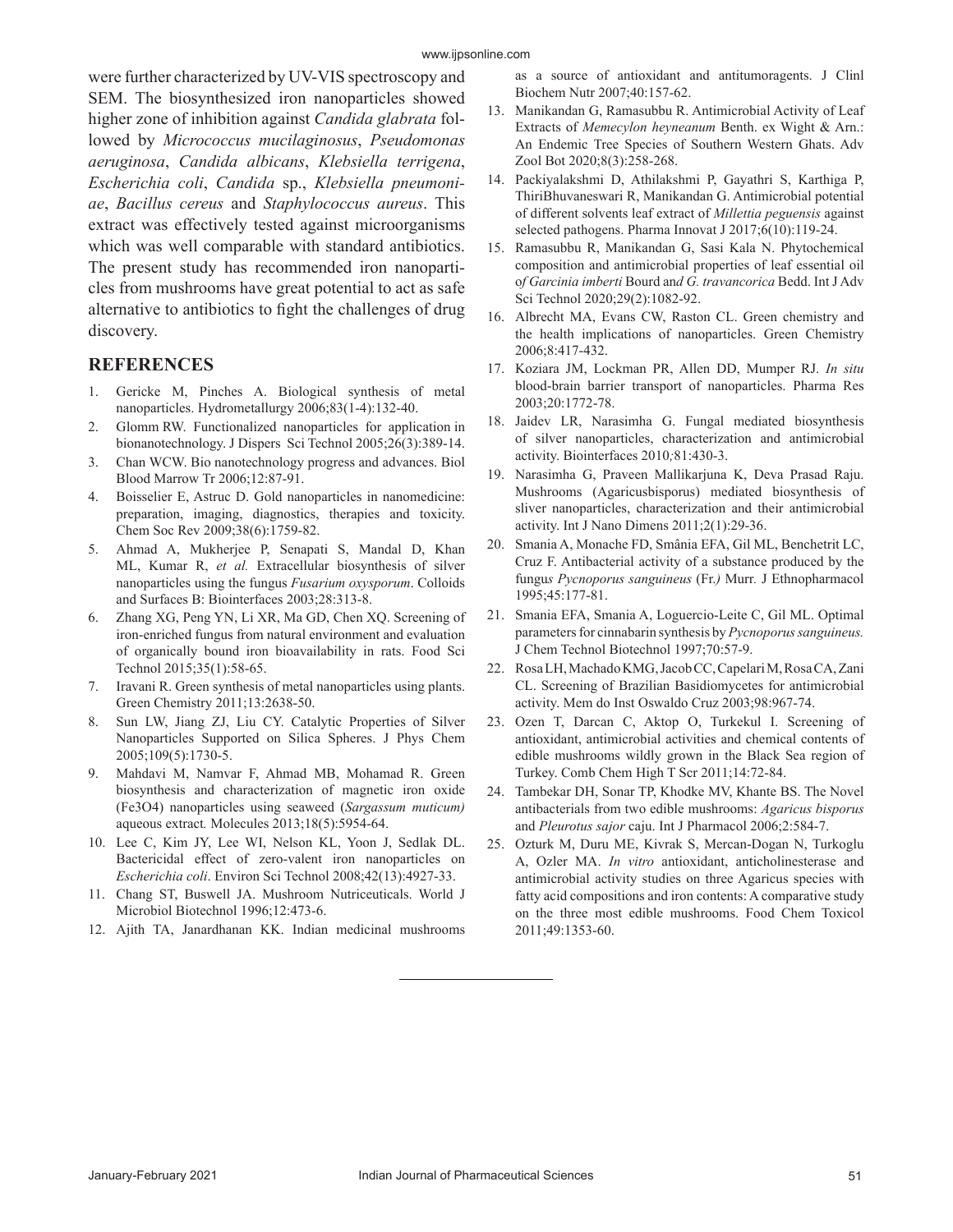were further characterized by UV-VIS spectroscopy and SEM. The biosynthesized iron nanoparticles showed higher zone of inhibition against *Candida glabrata* followed by *Micrococcus mucilaginosus*, *Pseudomonas aeruginosa*, *Candida albicans*, *Klebsiella terrigena*, *Escherichia coli*, *Candida* sp., *Klebsiella pneumoniae*, *Bacillus cereus* and *Staphylococcus aureus*. This extract was effectively tested against microorganisms which was well comparable with standard antibiotics. The present study has recommended iron nanoparticles from mushrooms have great potential to act as safe alternative to antibiotics to fight the challenges of drug discovery.

## REFERENCES

1. Gericke M, Pinches A. Biological synthesis of metal nanoparticles. Hydrometallurgy 2006;83(1-4):132-40.
2. Glomm RW. Functionalized nanoparticles for application in bionanotechnology. J Dispers Sci Technol 2005;26(3):389-14.
3. Chan WCW. Bio nanotechnology progress and advances. Biol Blood Marrow Tr 2006;12:87-91.
4. Boisselier E, Astruc D. Gold nanoparticles in nanomedicine: preparation, imaging, diagnostics, therapies and toxicity. Chem Soc Rev 2009;38(6):1759-82.
5. Ahmad A, Mukherjee P, Senapati S, Mandal D, Khan ML, Kumar R, *et al.* Extracellular biosynthesis of silver nanoparticles using the fungus *Fusarium oxysporum*. Colloids and Surfaces B: Biointerfaces 2003;28:313-8.
6. Zhang XG, Peng YN, Li XR, Ma GD, Chen XQ. Screening of iron-enriched fungus from natural environment and evaluation of organically bound iron bioavailability in rats. Food Sci Technol 2015;35(1):58-65.
7. Iravani R. Green synthesis of metal nanoparticles using plants. Green Chemistry 2011;13:2638-50.
8. Sun LW, Jiang ZJ, Liu CY. Catalytic Properties of Silver Nanoparticles Supported on Silica Spheres. J Phys Chem 2005;109(5):1730-5.
9. Mahdavi M, Namvar F, Ahmad MB, Mohamad R. Green biosynthesis and characterization of magnetic iron oxide ($Fe_3O_4$) nanoparticles using seaweed (*Sargassum muticum)* aqueous extract*.* Molecules 2013;18(5):5954-64.
10. Lee C, Kim JY, Lee WI, Nelson KL, Yoon J, Sedlak DL. Bactericidal effect of zero-valent iron nanoparticles on *Escherichia coli*. Environ Sci Technol 2008;42(13):4927-33.
11. Chang ST, Buswell JA. Mushroom Nutriceuticals. World J Microbiol Biotechnol 1996;12:473-6.
12. Ajith TA, Janardhanan KK. Indian medicinal mushrooms as a source of antioxidant and antitumoragents. J Clinl Biochem Nutr 2007;40:157-62.
13. Manikandan G, Ramasubbu R. Antimicrobial Activity of Leaf Extracts of *Memecylon heyneanum* Benth. ex Wight & Arn.: An Endemic Tree Species of Southern Western Ghats. Adv Zool Bot 2020;8(3):258-268.
14. Packiyalakshmi D, Athilakshmi P, Gayathri S, Karthiga P, ThiriBhuvaneswari R, Manikandan G. Antimicrobial potential of different solvents leaf extract of *Millettia peguensis* against selected pathogens. Pharma Innovat J 2017;6(10):119-24.
15. Ramasubbu R, Manikandan G, Sasi Kala N. Phytochemical composition and antimicrobial properties of leaf essential oil of *Garcinia imberti* Bourd and *G. travancorica* Bedd. Int J Adv Sci Technol 2020;29(2):1082-92.
16. Albrecht MA, Evans CW, Raston CL. Green chemistry and the health implications of nanoparticles. Green Chemistry 2006;8:417-432.
17. Koziara JM, Lockman PR, Allen DD, Mumper RJ. *In situ* blood-brain barrier transport of nanoparticles. Pharma Res 2003;20:1772-78.
18. Jaidev LR, Narasimha G. Fungal mediated biosynthesis of silver nanoparticles, characterization and antimicrobial activity. Biointerfaces 2010*;*81:430-3.
19. Narasimha G, Praveen Mallikarjuna K, Deva Prasad Raju. Mushrooms (Agaricusbisporus) mediated biosynthesis of sliver nanoparticles, characterization and their antimicrobial activity. Int J Nano Dimens 2011;2(1):29-36.
20. Smania A, Monache FD, Smânia EFA, Gil ML, Benchetrit LC, Cruz F. Antibacterial activity of a substance produced by the fungus *Pycnoporus sanguineus* (Fr.*)* Murr*.* J Ethnopharmacol 1995;45:177-81.
21. Smania EFA, Smania A, Loguercio-Leite C, Gil ML. Optimal parameters for cinnabarin synthesis by *Pycnoporus sanguineus.* J Chem Technol Biotechnol 1997;70:57-9.
22. Rosa LH, Machado KMG, Jacob CC, Capelari M, Rosa CA, Zani CL. Screening of Brazilian Basidiomycetes for antimicrobial activity. Mem do Inst Oswaldo Cruz 2003;98:967-74.
23. Ozen T, Darcan C, Aktop O, Turkekul I. Screening of antioxidant, antimicrobial activities and chemical contents of edible mushrooms wildly grown in the Black Sea region of Turkey. Comb Chem High T Scr 2011;14:72-84.
24. Tambekar DH, Sonar TP, Khodke MV, Khante BS. The Novel antibacterials from two edible mushrooms: *Agaricus bisporus* and *Pleurotus sajor* caju. Int J Pharmacol 2006;2:584-7.
25. Ozturk M, Duru ME, Kivrak S, Mercan-Dogan N, Turkoglu A, Ozler MA. *In vitro* antioxidant, anticholinesterase and antimicrobial activity studies on three Agaricus species with fatty acid compositions and iron contents: A comparative study on the three most edible mushrooms. Food Chem Toxicol 2011;49:1353-60.